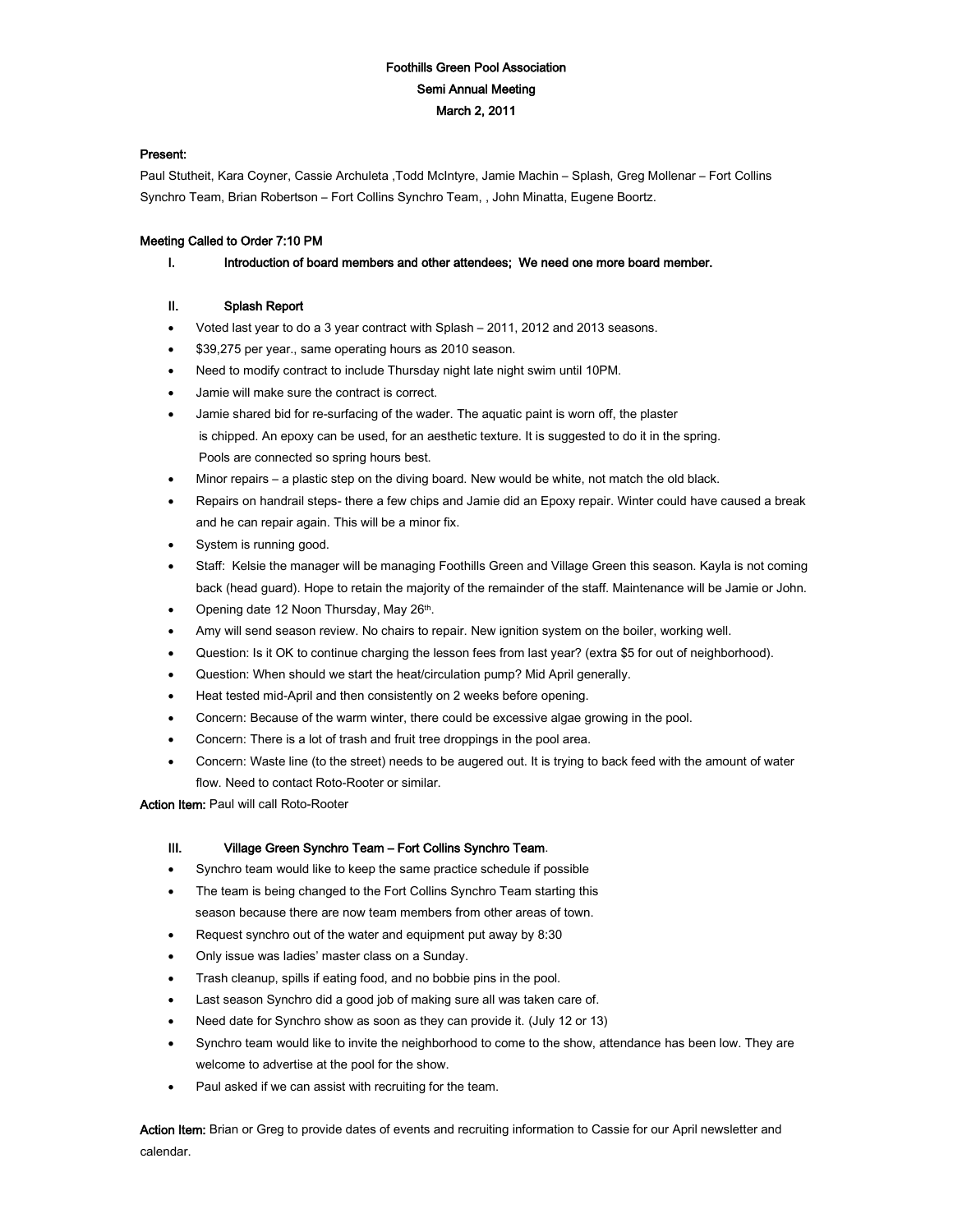**Foothills Green Pool Association**
**Semi Annual Meeting**
**March 2, 2011**

**Present:**
Paul Stutheit, Kara Coyner, Cassie Archuleta ,Todd McIntyre, Jamie Machin – Splash, Greg Mollenar – Fort Collins Synchro Team, Brian Robertson – Fort Collins Synchro Team, , John Minatta, Eugene Boortz.

**Meeting Called to Order 7:10 PM**

**I. Introduction of board members and other attendees; We need one more board member.**

**II. Splash Report**

- Voted last year to do a 3 year contract with Splash – 2011, 2012 and 2013 seasons.
- $39,275 per year., same operating hours as 2010 season.
- Need to modify contract to include Thursday night late night swim until 10PM.
- Jamie will make sure the contract is correct.
- Jamie shared bid for re-surfacing of the wader. The aquatic paint is worn off, the plaster is chipped. An epoxy can be used, for an aesthetic texture. It is suggested to do it in the spring. Pools are connected so spring hours best.
- Minor repairs – a plastic step on the diving board. New would be white, not match the old black.
- Repairs on handrail steps- there a few chips and Jamie did an Epoxy repair. Winter could have caused a break and he can repair again. This will be a minor fix.
- System is running good.
- Staff: Kelsie the manager will be managing Foothills Green and Village Green this season. Kayla is not coming back (head guard). Hope to retain the majority of the remainder of the staff. Maintenance will be Jamie or John.
- Opening date 12 Noon Thursday, May 26th.
- Amy will send season review. No chairs to repair. New ignition system on the boiler, working well.
- Question: Is it OK to continue charging the lesson fees from last year? (extra $5 for out of neighborhood).
- Question: When should we start the heat/circulation pump? Mid April generally.
- Heat tested mid-April and then consistently on 2 weeks before opening.
- Concern: Because of the warm winter, there could be excessive algae growing in the pool.
- Concern: There is a lot of trash and fruit tree droppings in the pool area.
- Concern: Waste line (to the street) needs to be augered out. It is trying to back feed with the amount of water flow. Need to contact Roto-Rooter or similar.

**Action Item:** Paul will call Roto-Rooter

**III. Village Green Synchro Team – Fort Collins Synchro Team.**

- Synchro team would like to keep the same practice schedule if possible
- The team is being changed to the Fort Collins Synchro Team starting this season because there are now team members from other areas of town.
- Request synchro out of the water and equipment put away by 8:30
- Only issue was ladies' master class on a Sunday.
- Trash cleanup, spills if eating food, and no bobbie pins in the pool.
- Last season Synchro did a good job of making sure all was taken care of.
- Need date for Synchro show as soon as they can provide it. (July 12 or 13)
- Synchro team would like to invite the neighborhood to come to the show, attendance has been low. They are welcome to advertise at the pool for the show.
- Paul asked if we can assist with recruiting for the team.

**Action Item:** Brian or Greg to provide dates of events and recruiting information to Cassie for our April newsletter and calendar.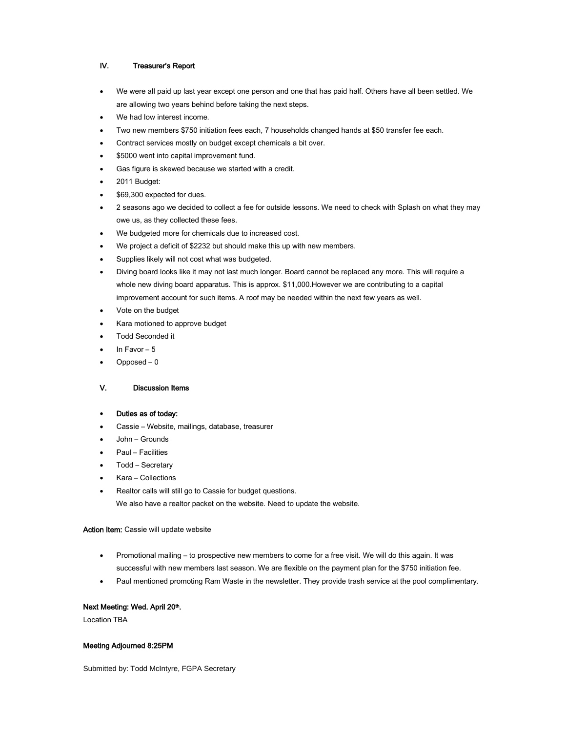## IV. Treasurer's Report

- We were all paid up last year except one person and one that has paid half. Others have all been settled. We are allowing two years behind before taking the next steps.
- We had low interest income.
- Two new members $750 initiation fees each, 7 households changed hands at $50 transfer fee each.
- Contract services mostly on budget except chemicals a bit over.
- $5000 went into capital improvement fund.
- Gas figure is skewed because we started with a credit.
- 2011 Budget:
- $69,300 expected for dues.
- 2 seasons ago we decided to collect a fee for outside lessons. We need to check with Splash on what they may owe us, as they collected these fees.
- We budgeted more for chemicals due to increased cost.
- We project a deficit of $2232 but should make this up with new members.
- Supplies likely will not cost what was budgeted.
- Diving board looks like it may not last much longer. Board cannot be replaced any more. This will require a whole new diving board apparatus. This is approx. $11,000.However we are contributing to a capital improvement account for such items. A roof may be needed within the next few years as well.
- Vote on the budget
- Kara motioned to approve budget
- Todd Seconded it
- In Favor – 5
- Opposed – 0

## V. Discussion Items

- **Duties as of today:**
- Cassie – Website, mailings, database, treasurer
- John – Grounds
- Paul – Facilities
- Todd – Secretary
- Kara – Collections
- Realtor calls will still go to Cassie for budget questions.
  We also have a realtor packet on the website. Need to update the website.

**Action Item:** Cassie will update website

- Promotional mailing – to prospective new members to come for a free visit. We will do this again. It was successful with new members last season. We are flexible on the payment plan for the $750 initiation fee.
- Paul mentioned promoting Ram Waste in the newsletter. They provide trash service at the pool complimentary.

**Next Meeting: Wed. April 20th.**
Location TBA

**Meeting Adjourned 8:25PM**

Submitted by: Todd McIntyre, FGPA Secretary